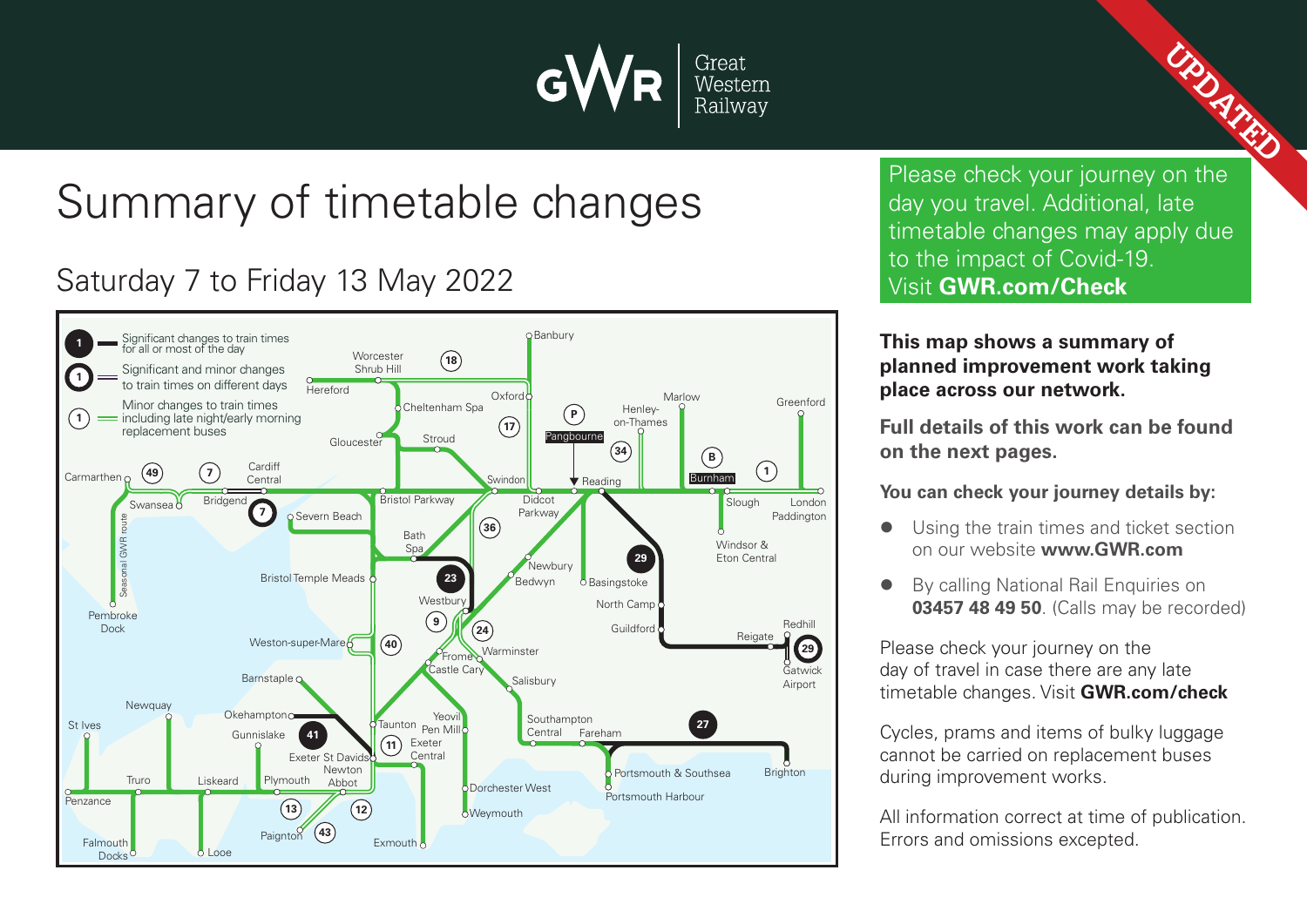GWR Great Western Railway

UPDATED

# Summary of timetable changes

## Saturday 7 to Friday 13 May 2022

Please check your journey on the day you travel. Additional, late timetable changes may apply due to the impact of Covid-19. Visit **GWR.com/Check**

- **1** Significant changes to train times for all or most of the day
- **1** Significant and minor changes to train times on different days
- **1** Minor changes to train times including late night/early morning replacement buses

**This map shows a summary of planned improvement work taking place across our network.**

**Full details of this work can be found on the next pages.**

**You can check your journey details by:**

- Using the train times and ticket section on our website **www.GWR.com**
- By calling National Rail Enquiries on **03457 48 49 50**. (Calls may be recorded)

Please check your journey on the day of travel in case there are any late timetable changes. Visit **GWR.com/check**

Cycles, prams and items of bulky luggage cannot be carried on replacement buses during improvement works.

All information correct at time of publication. Errors and omissions excepted.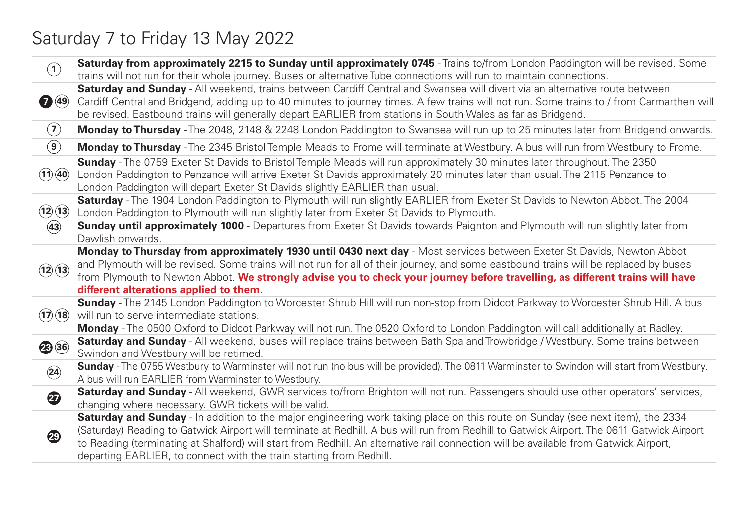# Saturday 7 to Friday 13 May 2022

| | |
|---|---|
| 1 | **Saturday from approximately 2215 to Sunday until approximately 0745** - Trains to/from London Paddington will be revised. Some trains will not run for their whole journey. Buses or alternative Tube connections will run to maintain connections. |
| 7 49 | **Saturday and Sunday** - All weekend, trains between Cardiff Central and Swansea will divert via an alternative route between Cardiff Central and Bridgend, adding up to 40 minutes to journey times. A few trains will not run. Some trains to / from Carmarthen will be revised. Eastbound trains will generally depart EARLIER from stations in South Wales as far as Bridgend. |
| 7 | **Monday to Thursday** - The 2048, 2148 & 2248 London Paddington to Swansea will run up to 25 minutes later from Bridgend onwards. |
| 9 | **Monday to Thursday** - The 2345 Bristol Temple Meads to Frome will terminate at Westbury. A bus will run from Westbury to Frome. |
| 11 40 | **Sunday** - The 0759 Exeter St Davids to Bristol Temple Meads will run approximately 30 minutes later throughout. The 2350 London Paddington to Penzance will arrive Exeter St Davids approximately 20 minutes later than usual. The 2115 Penzance to London Paddington will depart Exeter St Davids slightly EARLIER than usual. |
| 12 13 43 | **Saturday** - The 1904 London Paddington to Plymouth will run slightly EARLIER from Exeter St Davids to Newton Abbot. The 2004 London Paddington to Plymouth will run slightly later from Exeter St Davids to Plymouth. **Sunday until approximately 1000** - Departures from Exeter St Davids towards Paignton and Plymouth will run slightly later from Dawlish onwards. |
| 12 13 | **Monday to Thursday from approximately 1930 until 0430 next day** - Most services between Exeter St Davids, Newton Abbot and Plymouth will be revised. Some trains will not run for all of their journey, and some eastbound trains will be replaced by buses from Plymouth to Newton Abbot. **We strongly advise you to check your journey before travelling, as different trains will have different alterations applied to them**. |
| 17 18 | **Sunday** - The 2145 London Paddington to Worcester Shrub Hill will run non-stop from Didcot Parkway to Worcester Shrub Hill. A bus will run to serve intermediate stations. **Monday** - The 0500 Oxford to Didcot Parkway will not run. The 0520 Oxford to London Paddington will call additionally at Radley. |
| 23 36 | **Saturday and Sunday** - All weekend, buses will replace trains between Bath Spa and Trowbridge / Westbury. Some trains between Swindon and Westbury will be retimed. |
| 24 | **Sunday** - The 0755 Westbury to Warminster will not run (no bus will be provided). The 0811 Warminster to Swindon will start from Westbury. A bus will run EARLIER from Warminster to Westbury. |
| 27 | **Saturday and Sunday** - All weekend, GWR services to/from Brighton will not run. Passengers should use other operators' services, changing where necessary. GWR tickets will be valid. |
| 29 | **Saturday and Sunday** - In addition to the major engineering work taking place on this route on Sunday (see next item), the 2334 (Saturday) Reading to Gatwick Airport will terminate at Redhill. A bus will run from Redhill to Gatwick Airport. The 0611 Gatwick Airport to Reading (terminating at Shalford) will start from Redhill. An alternative rail connection will be available from Gatwick Airport, departing EARLIER, to connect with the train starting from Redhill. |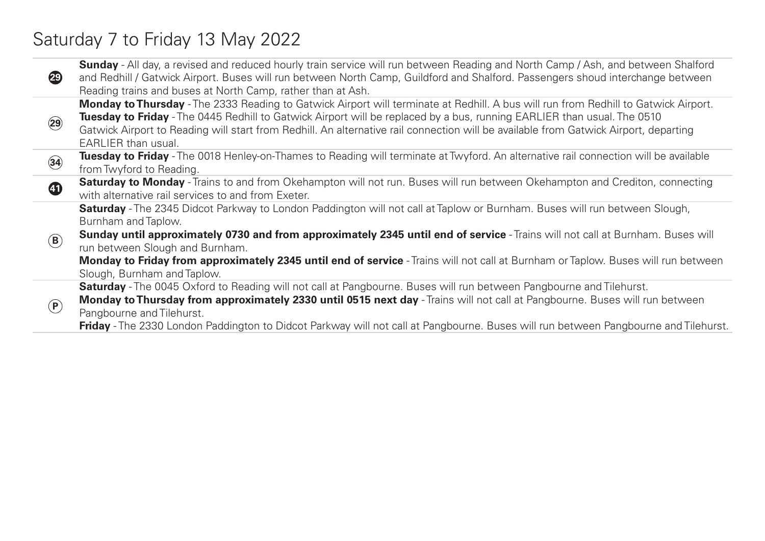# Saturday 7 to Friday 13 May 2022

| | |
|---|---|
| 29 | **Sunday** - All day, a revised and reduced hourly train service will run between Reading and North Camp / Ash, and between Shalford and Redhill / Gatwick Airport. Buses will run between North Camp, Guildford and Shalford. Passengers shoud interchange between Reading trains and buses at North Camp, rather than at Ash. |
| (29) | **Monday to Thursday** - The 2333 Reading to Gatwick Airport will terminate at Redhill. A bus will run from Redhill to Gatwick Airport. **Tuesday to Friday** - The 0445 Redhill to Gatwick Airport will be replaced by a bus, running EARLIER than usual. The 0510 Gatwick Airport to Reading will start from Redhill. An alternative rail connection will be available from Gatwick Airport, departing EARLIER than usual. |
| (34) | **Tuesday to Friday** - The 0018 Henley-on-Thames to Reading will terminate at Twyford. An alternative rail connection will be available from Twyford to Reading. |
| 41 | **Saturday to Monday** - Trains to and from Okehampton will not run. Buses will run between Okehampton and Crediton, connecting with alternative rail services to and from Exeter. |
| (B) | **Saturday** - The 2345 Didcot Parkway to London Paddington will not call at Taplow or Burnham. Buses will run between Slough, Burnham and Taplow. **Sunday until approximately 0730 and from approximately 2345 until end of service** - Trains will not call at Burnham. Buses will run between Slough and Burnham. **Monday to Friday from approximately 2345 until end of service** - Trains will not call at Burnham or Taplow. Buses will run between Slough, Burnham and Taplow. |
| (P) | **Saturday** - The 0045 Oxford to Reading will not call at Pangbourne. Buses will run between Pangbourne and Tilehurst. **Monday to Thursday from approximately 2330 until 0515 next day** - Trains will not call at Pangbourne. Buses will run between Pangbourne and Tilehurst. **Friday** - The 2330 London Paddington to Didcot Parkway will not call at Pangbourne. Buses will run between Pangbourne and Tilehurst. |